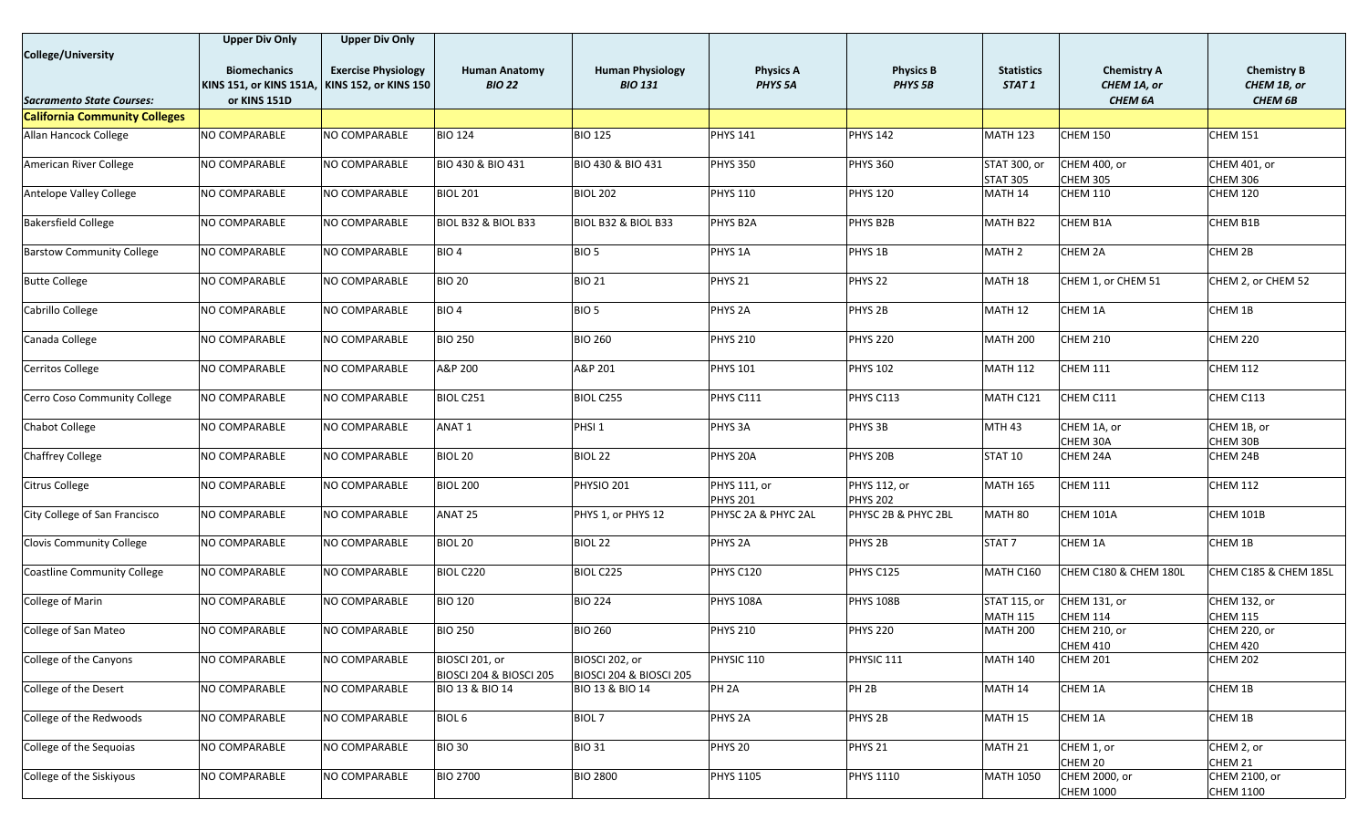| College/University<br><br>*Sacramento State Courses:* | Upper Div Only<br><br>**Biomechanics**<br>**KINS 151, or KINS 151A, or KINS 151D** | Upper Div Only<br><br>**Exercise Physiology**<br>**KINS 152, or KINS 150** | **Human Anatomy**<br>***BIO 22*** | **Human Physiology**<br>***BIO 131*** | **Physics A**<br>***PHYS 5A*** | **Physics B**<br>***PHYS 5B*** | **Statistics**<br>***STAT 1*** | **Chemistry A**<br>***CHEM 1A, or CHEM 6A*** | **Chemistry B**<br>***CHEM 1B, or CHEM 6B*** |
|---|---|---|---|---|---|---|---|---|---|
| **California Community Colleges** | | | | | | | | | |
| Allan Hancock College | NO COMPARABLE | NO COMPARABLE | BIO 124 | BIO 125 | PHYS 141 | PHYS 142 | MATH 123 | CHEM 150 | CHEM 151 |
| American River College | NO COMPARABLE | NO COMPARABLE | BIO 430 & BIO 431 | BIO 430 & BIO 431 | PHYS 350 | PHYS 360 | STAT 300, or STAT 305 | CHEM 400, or CHEM 305 | CHEM 401, or CHEM 306 |
| Antelope Valley College | NO COMPARABLE | NO COMPARABLE | BIOL 201 | BIOL 202 | PHYS 110 | PHYS 120 | MATH 14 | CHEM 110 | CHEM 120 |
| Bakersfield College | NO COMPARABLE | NO COMPARABLE | BIOL B32 & BIOL B33 | BIOL B32 & BIOL B33 | PHYS B2A | PHYS B2B | MATH B22 | CHEM B1A | CHEM B1B |
| Barstow Community College | NO COMPARABLE | NO COMPARABLE | BIO 4 | BIO 5 | PHYS 1A | PHYS 1B | MATH 2 | CHEM 2A | CHEM 2B |
| Butte College | NO COMPARABLE | NO COMPARABLE | BIO 20 | BIO 21 | PHYS 21 | PHYS 22 | MATH 18 | CHEM 1, or CHEM 51 | CHEM 2, or CHEM 52 |
| Cabrillo College | NO COMPARABLE | NO COMPARABLE | BIO 4 | BIO 5 | PHYS 2A | PHYS 2B | MATH 12 | CHEM 1A | CHEM 1B |
| Canada College | NO COMPARABLE | NO COMPARABLE | BIO 250 | BIO 260 | PHYS 210 | PHYS 220 | MATH 200 | CHEM 210 | CHEM 220 |
| Cerritos College | NO COMPARABLE | NO COMPARABLE | A&P 200 | A&P 201 | PHYS 101 | PHYS 102 | MATH 112 | CHEM 111 | CHEM 112 |
| Cerro Coso Community College | NO COMPARABLE | NO COMPARABLE | BIOL C251 | BIOL C255 | PHYS C111 | PHYS C113 | MATH C121 | CHEM C111 | CHEM C113 |
| Chabot College | NO COMPARABLE | NO COMPARABLE | ANAT 1 | PHSI 1 | PHYS 3A | PHYS 3B | MTH 43 | CHEM 1A, or CHEM 30A | CHEM 1B, or CHEM 30B |
| Chaffrey College | NO COMPARABLE | NO COMPARABLE | BIOL 20 | BIOL 22 | PHYS 20A | PHYS 20B | STAT 10 | CHEM 24A | CHEM 24B |
| Citrus College | NO COMPARABLE | NO COMPARABLE | BIOL 200 | PHYSIO 201 | PHYS 111, or PHYS 201 | PHYS 112, or PHYS 202 | MATH 165 | CHEM 111 | CHEM 112 |
| City College of San Francisco | NO COMPARABLE | NO COMPARABLE | ANAT 25 | PHYS 1, or PHYS 12 | PHYSC 2A & PHYC 2AL | PHYSC 2B & PHYC 2BL | MATH 80 | CHEM 101A | CHEM 101B |
| Clovis Community College | NO COMPARABLE | NO COMPARABLE | BIOL 20 | BIOL 22 | PHYS 2A | PHYS 2B | STAT 7 | CHEM 1A | CHEM 1B |
| Coastline Community College | NO COMPARABLE | NO COMPARABLE | BIOL C220 | BIOL C225 | PHYS C120 | PHYS C125 | MATH C160 | CHEM C180 & CHEM 180L | CHEM C185 & CHEM 185L |
| College of Marin | NO COMPARABLE | NO COMPARABLE | BIO 120 | BIO 224 | PHYS 108A | PHYS 108B | STAT 115, or MATH 115 | CHEM 131, or CHEM 114 | CHEM 132, or CHEM 115 |
| College of San Mateo | NO COMPARABLE | NO COMPARABLE | BIO 250 | BIO 260 | PHYS 210 | PHYS 220 | MATH 200 | CHEM 210, or CHEM 410 | CHEM 220, or CHEM 420 |
| College of the Canyons | NO COMPARABLE | NO COMPARABLE | BIOSCI 201, or BIOSCI 204 & BIOSCI 205 | BIOSCI 202, or BIOSCI 204 & BIOSCI 205 | PHYSIC 110 | PHYSIC 111 | MATH 140 | CHEM 201 | CHEM 202 |
| College of the Desert | NO COMPARABLE | NO COMPARABLE | BIO 13 & BIO 14 | BIO 13 & BIO 14 | PH 2A | PH 2B | MATH 14 | CHEM 1A | CHEM 1B |
| College of the Redwoods | NO COMPARABLE | NO COMPARABLE | BIOL 6 | BIOL 7 | PHYS 2A | PHYS 2B | MATH 15 | CHEM 1A | CHEM 1B |
| College of the Sequoias | NO COMPARABLE | NO COMPARABLE | BIO 30 | BIO 31 | PHYS 20 | PHYS 21 | MATH 21 | CHEM 1, or CHEM 20 | CHEM 2, or CHEM 21 |
| College of the Siskiyous | NO COMPARABLE | NO COMPARABLE | BIO 2700 | BIO 2800 | PHYS 1105 | PHYS 1110 | MATH 1050 | CHEM 2000, or CHEM 1000 | CHEM 2100, or CHEM 1100 |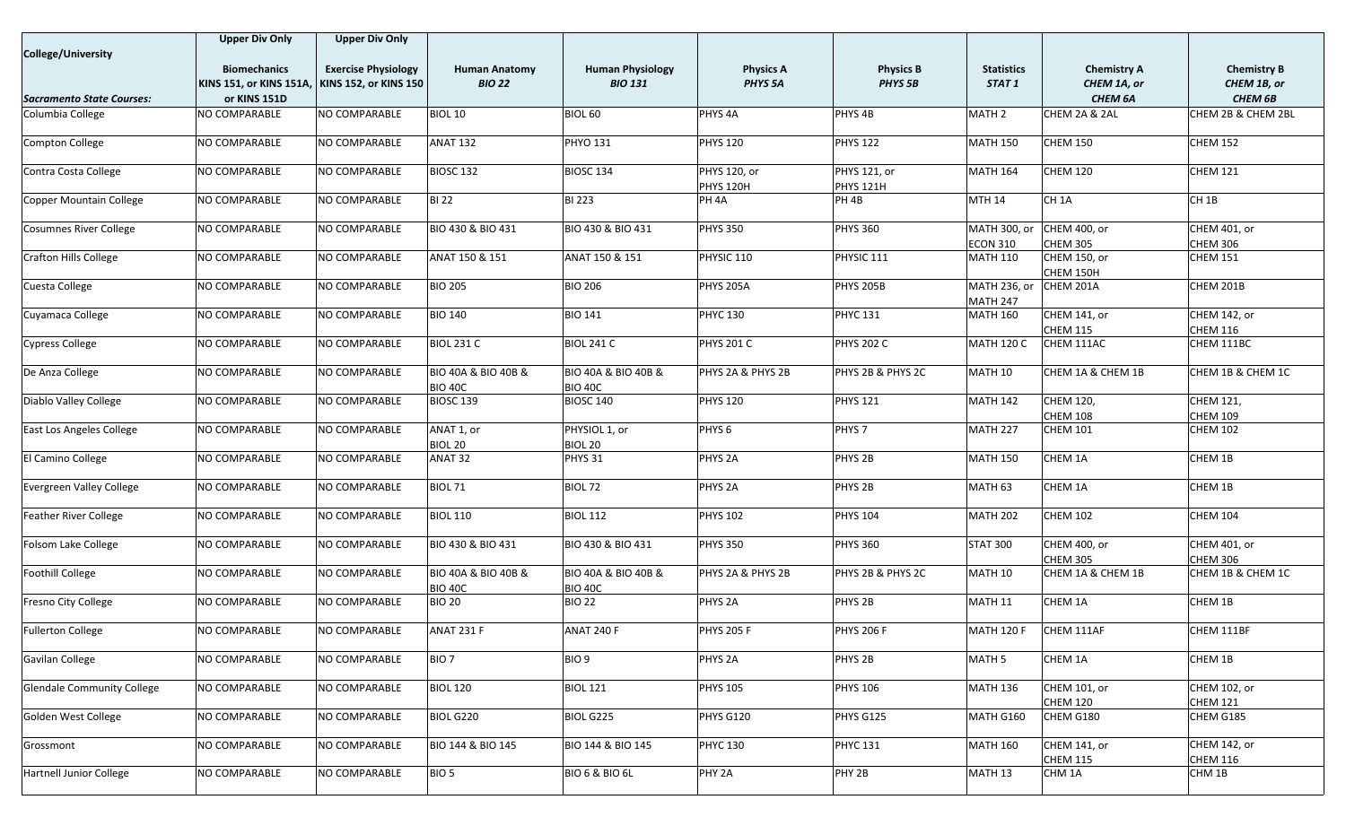| College/University | Upper Div Only | Upper Div Only | | | | | | | |
|---|---|---|---|---|---|---|---|---|---|
| *Sacramento State Courses:* | **Biomechanics KINS 151, or KINS 151A, or KINS 151D** | **Exercise Physiology KINS 152, or KINS 150** | **Human Anatomy *BIO 22*** | **Human Physiology *BIO 131*** | **Physics A *PHYS 5A*** | **Physics B *PHYS 5B*** | **Statistics *STAT 1*** | **Chemistry A *CHEM 1A, or CHEM 6A*** | **Chemistry B *CHEM 1B, or CHEM 6B*** |
| Columbia College | NO COMPARABLE | NO COMPARABLE | BIOL 10 | BIOL 60 | PHYS 4A | PHYS 4B | MATH 2 | CHEM 2A & 2AL | CHEM 2B & CHEM 2BL |
| Compton College | NO COMPARABLE | NO COMPARABLE | ANAT 132 | PHYO 131 | PHYS 120 | PHYS 122 | MATH 150 | CHEM 150 | CHEM 152 |
| Contra Costa College | NO COMPARABLE | NO COMPARABLE | BIOSC 132 | BIOSC 134 | PHYS 120, or PHYS 120H | PHYS 121, or PHYS 121H | MATH 164 | CHEM 120 | CHEM 121 |
| Copper Mountain College | NO COMPARABLE | NO COMPARABLE | BI 22 | BI 223 | PH 4A | PH 4B | MTH 14 | CH 1A | CH 1B |
| Cosumnes River College | NO COMPARABLE | NO COMPARABLE | BIO 430 & BIO 431 | BIO 430 & BIO 431 | PHYS 350 | PHYS 360 | MATH 300, or ECON 310 | CHEM 400, or CHEM 305 | CHEM 401, or CHEM 306 |
| Crafton Hills College | NO COMPARABLE | NO COMPARABLE | ANAT 150 & 151 | ANAT 150 & 151 | PHYSIC 110 | PHYSIC 111 | MATH 110 | CHEM 150, or CHEM 150H | CHEM 151 |
| Cuesta College | NO COMPARABLE | NO COMPARABLE | BIO 205 | BIO 206 | PHYS 205A | PHYS 205B | MATH 236, or MATH 247 | CHEM 201A | CHEM 201B |
| Cuyamaca College | NO COMPARABLE | NO COMPARABLE | BIO 140 | BIO 141 | PHYC 130 | PHYC 131 | MATH 160 | CHEM 141, or CHEM 115 | CHEM 142, or CHEM 116 |
| Cypress College | NO COMPARABLE | NO COMPARABLE | BIOL 231 C | BIOL 241 C | PHYS 201 C | PHYS 202 C | MATH 120 C | CHEM 111AC | CHEM 111BC |
| De Anza College | NO COMPARABLE | NO COMPARABLE | BIO 40A & BIO 40B & BIO 40C | BIO 40A & BIO 40B & BIO 40C | PHYS 2A & PHYS 2B | PHYS 2B & PHYS 2C | MATH 10 | CHEM 1A & CHEM 1B | CHEM 1B & CHEM 1C |
| Diablo Valley College | NO COMPARABLE | NO COMPARABLE | BIOSC 139 | BIOSC 140 | PHYS 120 | PHYS 121 | MATH 142 | CHEM 120, CHEM 108 | CHEM 121, CHEM 109 |
| East Los Angeles College | NO COMPARABLE | NO COMPARABLE | ANAT 1, or BIOL 20 | PHYSIOL 1, or BIOL 20 | PHYS 6 | PHYS 7 | MATH 227 | CHEM 101 | CHEM 102 |
| El Camino College | NO COMPARABLE | NO COMPARABLE | ANAT 32 | PHYS 31 | PHYS 2A | PHYS 2B | MATH 150 | CHEM 1A | CHEM 1B |
| Evergreen Valley College | NO COMPARABLE | NO COMPARABLE | BIOL 71 | BIOL 72 | PHYS 2A | PHYS 2B | MATH 63 | CHEM 1A | CHEM 1B |
| Feather River College | NO COMPARABLE | NO COMPARABLE | BIOL 110 | BIOL 112 | PHYS 102 | PHYS 104 | MATH 202 | CHEM 102 | CHEM 104 |
| Folsom Lake College | NO COMPARABLE | NO COMPARABLE | BIO 430 & BIO 431 | BIO 430 & BIO 431 | PHYS 350 | PHYS 360 | STAT 300 | CHEM 400, or CHEM 305 | CHEM 401, or CHEM 306 |
| Foothill College | NO COMPARABLE | NO COMPARABLE | BIO 40A & BIO 40B & BIO 40C | BIO 40A & BIO 40B & BIO 40C | PHYS 2A & PHYS 2B | PHYS 2B & PHYS 2C | MATH 10 | CHEM 1A & CHEM 1B | CHEM 1B & CHEM 1C |
| Fresno City College | NO COMPARABLE | NO COMPARABLE | BIO 20 | BIO 22 | PHYS 2A | PHYS 2B | MATH 11 | CHEM 1A | CHEM 1B |
| Fullerton College | NO COMPARABLE | NO COMPARABLE | ANAT 231 F | ANAT 240 F | PHYS 205 F | PHYS 206 F | MATH 120 F | CHEM 111AF | CHEM 111BF |
| Gavilan College | NO COMPARABLE | NO COMPARABLE | BIO 7 | BIO 9 | PHYS 2A | PHYS 2B | MATH 5 | CHEM 1A | CHEM 1B |
| Glendale Community College | NO COMPARABLE | NO COMPARABLE | BIOL 120 | BIOL 121 | PHYS 105 | PHYS 106 | MATH 136 | CHEM 101, or CHEM 120 | CHEM 102, or CHEM 121 |
| Golden West College | NO COMPARABLE | NO COMPARABLE | BIOL G220 | BIOL G225 | PHYS G120 | PHYS G125 | MATH G160 | CHEM G180 | CHEM G185 |
| Grossmont | NO COMPARABLE | NO COMPARABLE | BIO 144 & BIO 145 | BIO 144 & BIO 145 | PHYC 130 | PHYC 131 | MATH 160 | CHEM 141, or CHEM 115 | CHEM 142, or CHEM 116 |
| Hartnell Junior College | NO COMPARABLE | NO COMPARABLE | BIO 5 | BIO 6 & BIO 6L | PHY 2A | PHY 2B | MATH 13 | CHM 1A | CHM 1B |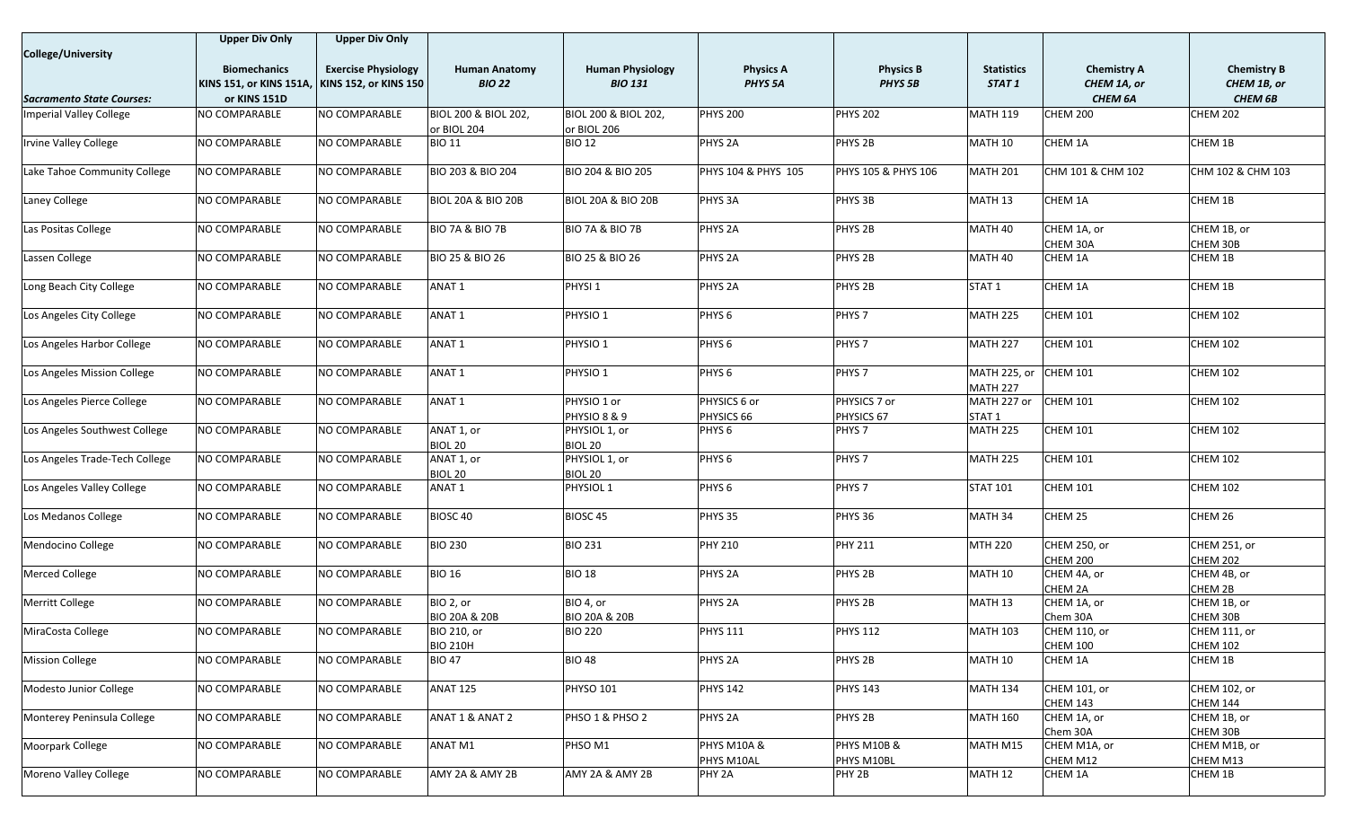| College/University<br>*Sacramento State Courses:* | Upper Div Only<br>**Biomechanics**<br>**KINS 151, or KINS 151A, or KINS 151D** | Upper Div Only<br>**Exercise Physiology**<br>**KINS 152, or KINS 150** | **Human Anatomy**<br>***BIO 22*** | **Human Physiology**<br>***BIO 131*** | **Physics A**<br>***PHYS 5A*** | **Physics B**<br>***PHYS 5B*** | **Statistics**<br>***STAT 1*** | **Chemistry A**<br>***CHEM 1A, or CHEM 6A*** | **Chemistry B**<br>***CHEM 1B, or CHEM 6B*** |
|---|---|---|---|---|---|---|---|---|---|
| Imperial Valley College | NO COMPARABLE | NO COMPARABLE | BIOL 200 & BIOL 202, or BIOL 204 | BIOL 200 & BIOL 202, or BIOL 206 | PHYS 200 | PHYS 202 | MATH 119 | CHEM 200 | CHEM 202 |
| Irvine Valley College | NO COMPARABLE | NO COMPARABLE | BIO 11 | BIO 12 | PHYS 2A | PHYS 2B | MATH 10 | CHEM 1A | CHEM 1B |
| Lake Tahoe Community College | NO COMPARABLE | NO COMPARABLE | BIO 203 & BIO 204 | BIO 204 & BIO 205 | PHYS 104 & PHYS 105 | PHYS 105 & PHYS 106 | MATH 201 | CHM 101 & CHM 102 | CHM 102 & CHM 103 |
| Laney College | NO COMPARABLE | NO COMPARABLE | BIOL 20A & BIO 20B | BIOL 20A & BIO 20B | PHYS 3A | PHYS 3B | MATH 13 | CHEM 1A | CHEM 1B |
| Las Positas College | NO COMPARABLE | NO COMPARABLE | BIO 7A & BIO 7B | BIO 7A & BIO 7B | PHYS 2A | PHYS 2B | MATH 40 | CHEM 1A, or CHEM 30A | CHEM 1B, or CHEM 30B |
| Lassen College | NO COMPARABLE | NO COMPARABLE | BIO 25 & BIO 26 | BIO 25 & BIO 26 | PHYS 2A | PHYS 2B | MATH 40 | CHEM 1A | CHEM 1B |
| Long Beach City College | NO COMPARABLE | NO COMPARABLE | ANAT 1 | PHYSI 1 | PHYS 2A | PHYS 2B | STAT 1 | CHEM 1A | CHEM 1B |
| Los Angeles City College | NO COMPARABLE | NO COMPARABLE | ANAT 1 | PHYSIO 1 | PHYS 6 | PHYS 7 | MATH 225 | CHEM 101 | CHEM 102 |
| Los Angeles Harbor College | NO COMPARABLE | NO COMPARABLE | ANAT 1 | PHYSIO 1 | PHYS 6 | PHYS 7 | MATH 227 | CHEM 101 | CHEM 102 |
| Los Angeles Mission College | NO COMPARABLE | NO COMPARABLE | ANAT 1 | PHYSIO 1 | PHYS 6 | PHYS 7 | MATH 225, or MATH 227 | CHEM 101 | CHEM 102 |
| Los Angeles Pierce College | NO COMPARABLE | NO COMPARABLE | ANAT 1 | PHYSIO 1 or PHYSIO 8 & 9 | PHYSICS 6 or PHYSICS 66 | PHYSICS 7 or PHYSICS 67 | MATH 227 or STAT 1 | CHEM 101 | CHEM 102 |
| Los Angeles Southwest College | NO COMPARABLE | NO COMPARABLE | ANAT 1, or BIOL 20 | PHYSIOL 1, or BIOL 20 | PHYS 6 | PHYS 7 | MATH 225 | CHEM 101 | CHEM 102 |
| Los Angeles Trade-Tech College | NO COMPARABLE | NO COMPARABLE | ANAT 1, or BIOL 20 | PHYSIOL 1, or BIOL 20 | PHYS 6 | PHYS 7 | MATH 225 | CHEM 101 | CHEM 102 |
| Los Angeles Valley College | NO COMPARABLE | NO COMPARABLE | ANAT 1 | PHYSIOL 1 | PHYS 6 | PHYS 7 | STAT 101 | CHEM 101 | CHEM 102 |
| Los Medanos College | NO COMPARABLE | NO COMPARABLE | BIOSC 40 | BIOSC 45 | PHYS 35 | PHYS 36 | MATH 34 | CHEM 25 | CHEM 26 |
| Mendocino College | NO COMPARABLE | NO COMPARABLE | BIO 230 | BIO 231 | PHY 210 | PHY 211 | MTH 220 | CHEM 250, or CHEM 200 | CHEM 251, or CHEM 202 |
| Merced College | NO COMPARABLE | NO COMPARABLE | BIO 16 | BIO 18 | PHYS 2A | PHYS 2B | MATH 10 | CHEM 4A, or CHEM 2A | CHEM 4B, or CHEM 2B |
| Merritt College | NO COMPARABLE | NO COMPARABLE | BIO 2, or BIO 20A & 20B | BIO 4, or BIO 20A & 20B | PHYS 2A | PHYS 2B | MATH 13 | CHEM 1A, or Chem 30A | CHEM 1B, or CHEM 30B |
| MiraCosta College | NO COMPARABLE | NO COMPARABLE | BIO 210, or BIO 210H | BIO 220 | PHYS 111 | PHYS 112 | MATH 103 | CHEM 110, or CHEM 100 | CHEM 111, or CHEM 102 |
| Mission College | NO COMPARABLE | NO COMPARABLE | BIO 47 | BIO 48 | PHYS 2A | PHYS 2B | MATH 10 | CHEM 1A | CHEM 1B |
| Modesto Junior College | NO COMPARABLE | NO COMPARABLE | ANAT 125 | PHYSO 101 | PHYS 142 | PHYS 143 | MATH 134 | CHEM 101, or CHEM 143 | CHEM 102, or CHEM 144 |
| Monterey Peninsula College | NO COMPARABLE | NO COMPARABLE | ANAT 1 & ANAT 2 | PHSO 1 & PHSO 2 | PHYS 2A | PHYS 2B | MATH 160 | CHEM 1A, or Chem 30A | CHEM 1B, or CHEM 30B |
| Moorpark College | NO COMPARABLE | NO COMPARABLE | ANAT M1 | PHSO M1 | PHYS M10A & PHYS M10AL | PHYS M10B & PHYS M10BL | MATH M15 | CHEM M1A, or CHEM M12 | CHEM M1B, or CHEM M13 |
| Moreno Valley College | NO COMPARABLE | NO COMPARABLE | AMY 2A & AMY 2B | AMY 2A & AMY 2B | PHY 2A | PHY 2B | MATH 12 | CHEM 1A | CHEM 1B |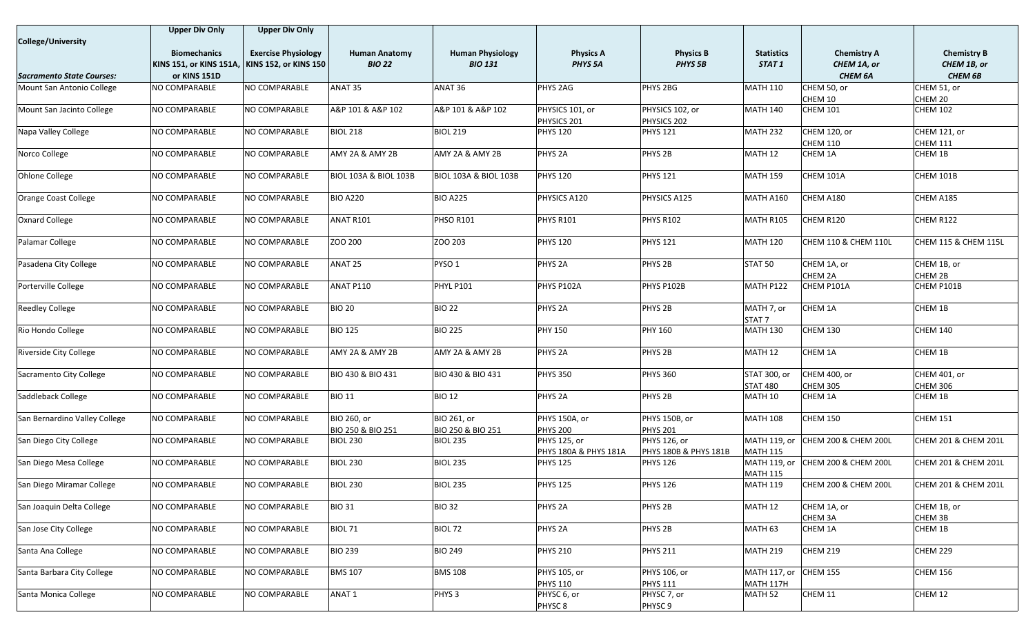| College/University | Upper Div Only | Upper Div Only | | | | | | | |
|---|---|---|---|---|---|---|---|---|---|
| *Sacramento State Courses:* | **Biomechanics** KINS 151, or KINS 151A, or KINS 151D | **Exercise Physiology** KINS 152, or KINS 150 | **Human Anatomy** *BIO 22* | **Human Physiology** *BIO 131* | **Physics A** *PHYS 5A* | **Physics B** *PHYS 5B* | **Statistics** *STAT 1* | **Chemistry A** *CHEM 1A, or CHEM 6A* | **Chemistry B** *CHEM 1B, or CHEM 6B* |
| Mount San Antonio College | NO COMPARABLE | NO COMPARABLE | ANAT 35 | ANAT 36 | PHYS 2AG | PHYS 2BG | MATH 110 | CHEM 50, or CHEM 10 | CHEM 51, or CHEM 20 |
| Mount San Jacinto College | NO COMPARABLE | NO COMPARABLE | A&P 101 & A&P 102 | A&P 101 & A&P 102 | PHYSICS 101, or PHYSICS 201 | PHYSICS 102, or PHYSICS 202 | MATH 140 | CHEM 101 | CHEM 102 |
| Napa Valley College | NO COMPARABLE | NO COMPARABLE | BIOL 218 | BIOL 219 | PHYS 120 | PHYS 121 | MATH 232 | CHEM 120, or CHEM 110 | CHEM 121, or CHEM 111 |
| Norco College | NO COMPARABLE | NO COMPARABLE | AMY 2A & AMY 2B | AMY 2A & AMY 2B | PHYS 2A | PHYS 2B | MATH 12 | CHEM 1A | CHEM 1B |
| Ohlone College | NO COMPARABLE | NO COMPARABLE | BIOL 103A & BIOL 103B | BIOL 103A & BIOL 103B | PHYS 120 | PHYS 121 | MATH 159 | CHEM 101A | CHEM 101B |
| Orange Coast College | NO COMPARABLE | NO COMPARABLE | BIO A220 | BIO A225 | PHYSICS A120 | PHYSICS A125 | MATH A160 | CHEM A180 | CHEM A185 |
| Oxnard College | NO COMPARABLE | NO COMPARABLE | ANAT R101 | PHSO R101 | PHYS R101 | PHYS R102 | MATH R105 | CHEM R120 | CHEM R122 |
| Palamar College | NO COMPARABLE | NO COMPARABLE | ZOO 200 | ZOO 203 | PHYS 120 | PHYS 121 | MATH 120 | CHEM 110 & CHEM 110L | CHEM 115 & CHEM 115L |
| Pasadena City College | NO COMPARABLE | NO COMPARABLE | ANAT 25 | PYSO 1 | PHYS 2A | PHYS 2B | STAT 50 | CHEM 1A, or CHEM 2A | CHEM 1B, or CHEM 2B |
| Porterville College | NO COMPARABLE | NO COMPARABLE | ANAT P110 | PHYL P101 | PHYS P102A | PHYS P102B | MATH P122 | CHEM P101A | CHEM P101B |
| Reedley College | NO COMPARABLE | NO COMPARABLE | BIO 20 | BIO 22 | PHYS 2A | PHYS 2B | MATH 7, or STAT 7 | CHEM 1A | CHEM 1B |
| Rio Hondo College | NO COMPARABLE | NO COMPARABLE | BIO 125 | BIO 225 | PHY 150 | PHY 160 | MATH 130 | CHEM 130 | CHEM 140 |
| Riverside City College | NO COMPARABLE | NO COMPARABLE | AMY 2A & AMY 2B | AMY 2A & AMY 2B | PHYS 2A | PHYS 2B | MATH 12 | CHEM 1A | CHEM 1B |
| Sacramento City College | NO COMPARABLE | NO COMPARABLE | BIO 430 & BIO 431 | BIO 430 & BIO 431 | PHYS 350 | PHYS 360 | STAT 300, or STAT 480 | CHEM 400, or CHEM 305 | CHEM 401, or CHEM 306 |
| Saddleback College | NO COMPARABLE | NO COMPARABLE | BIO 11 | BIO 12 | PHYS 2A | PHYS 2B | MATH 10 | CHEM 1A | CHEM 1B |
| San Bernardino Valley College | NO COMPARABLE | NO COMPARABLE | BIO 260, or BIO 250 & BIO 251 | BIO 261, or BIO 250 & BIO 251 | PHYS 150A, or PHYS 200 | PHYS 150B, or PHYS 201 | MATH 108 | CHEM 150 | CHEM 151 |
| San Diego City College | NO COMPARABLE | NO COMPARABLE | BIOL 230 | BIOL 235 | PHYS 125, or PHYS 180A & PHYS 181A | PHYS 126, or PHYS 180B & PHYS 181B | MATH 119, or MATH 115 | CHEM 200 & CHEM 200L | CHEM 201 & CHEM 201L |
| San Diego Mesa College | NO COMPARABLE | NO COMPARABLE | BIOL 230 | BIOL 235 | PHYS 125 | PHYS 126 | MATH 119, or MATH 115 | CHEM 200 & CHEM 200L | CHEM 201 & CHEM 201L |
| San Diego Miramar College | NO COMPARABLE | NO COMPARABLE | BIOL 230 | BIOL 235 | PHYS 125 | PHYS 126 | MATH 119 | CHEM 200 & CHEM 200L | CHEM 201 & CHEM 201L |
| San Joaquin Delta College | NO COMPARABLE | NO COMPARABLE | BIO 31 | BIO 32 | PHYS 2A | PHYS 2B | MATH 12 | CHEM 1A, or CHEM 3A | CHEM 1B, or CHEM 3B |
| San Jose City College | NO COMPARABLE | NO COMPARABLE | BIOL 71 | BIOL 72 | PHYS 2A | PHYS 2B | MATH 63 | CHEM 1A | CHEM 1B |
| Santa Ana College | NO COMPARABLE | NO COMPARABLE | BIO 239 | BIO 249 | PHYS 210 | PHYS 211 | MATH 219 | CHEM 219 | CHEM 229 |
| Santa Barbara City College | NO COMPARABLE | NO COMPARABLE | BMS 107 | BMS 108 | PHYS 105, or PHYS 110 | PHYS 106, or PHYS 111 | MATH 117, or MATH 117H | CHEM 155 | CHEM 156 |
| Santa Monica College | NO COMPARABLE | NO COMPARABLE | ANAT 1 | PHYS 3 | PHYSC 6, or PHYSC 8 | PHYSC 7, or PHYSC 9 | MATH 52 | CHEM 11 | CHEM 12 |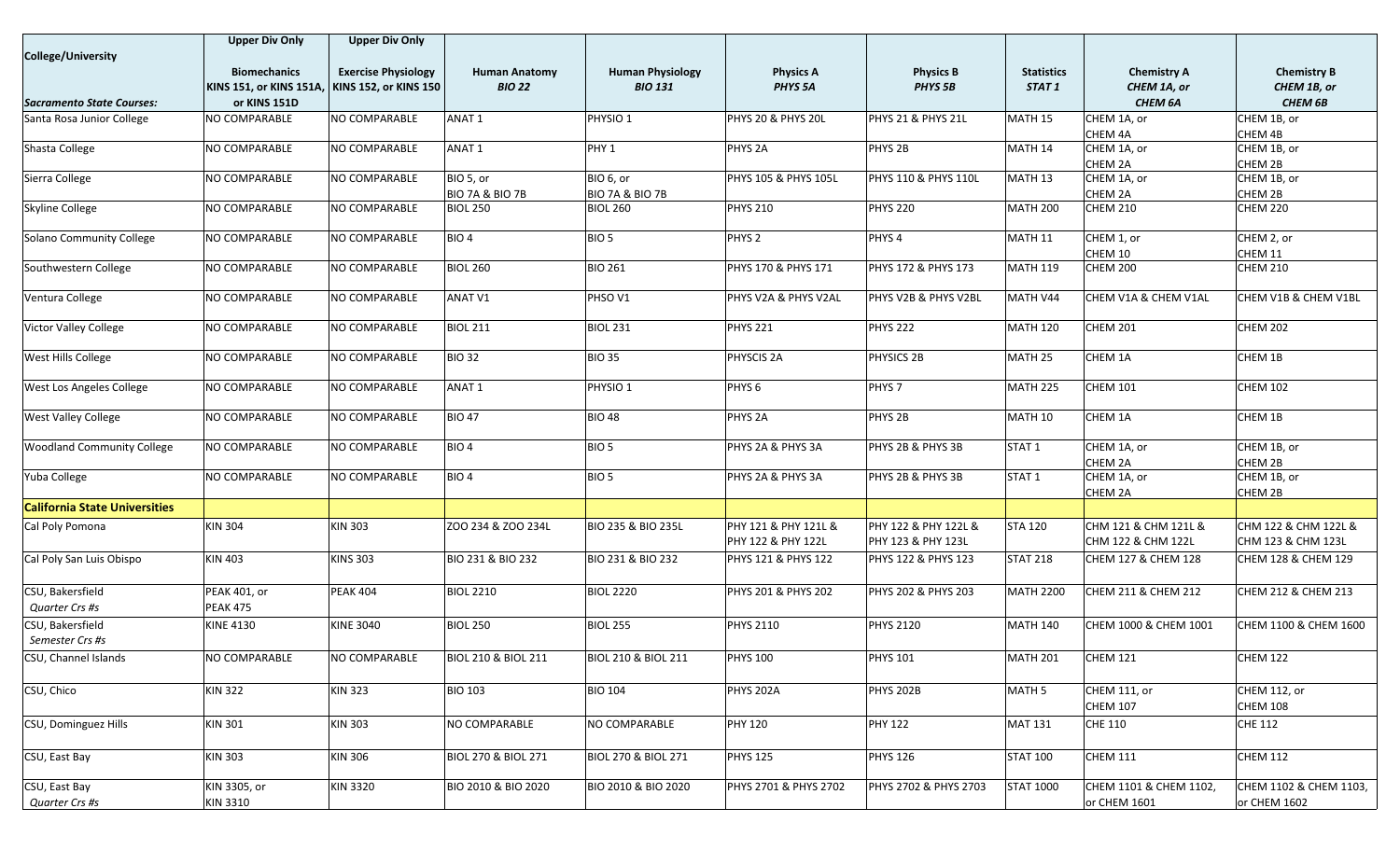| College/University<br>*Sacramento State Courses:* | Upper Div Only<br>**Biomechanics**<br>**KINS 151, or KINS 151A, or KINS 151D** | Upper Div Only<br>**Exercise Physiology**<br>**KINS 152, or KINS 150** | **Human Anatomy**<br>***BIO 22*** | **Human Physiology**<br>***BIO 131*** | **Physics A**<br>***PHYS 5A*** | **Physics B**<br>***PHYS 5B*** | **Statistics**<br>***STAT 1*** | **Chemistry A**<br>***CHEM 1A, or CHEM 6A*** | **Chemistry B**<br>***CHEM 1B, or CHEM 6B*** |
|---|---|---|---|---|---|---|---|---|---|
| Santa Rosa Junior College | NO COMPARABLE | NO COMPARABLE | ANAT 1 | PHYSIO 1 | PHYS 20 & PHYS 20L | PHYS 21 & PHYS 21L | MATH 15 | CHEM 1A, or CHEM 4A | CHEM 1B, or CHEM 4B |
| Shasta College | NO COMPARABLE | NO COMPARABLE | ANAT 1 | PHY 1 | PHYS 2A | PHYS 2B | MATH 14 | CHEM 1A, or CHEM 2A | CHEM 1B, or CHEM 2B |
| Sierra College | NO COMPARABLE | NO COMPARABLE | BIO 5, or BIO 7A & BIO 7B | BIO 6, or BIO 7A & BIO 7B | PHYS 105 & PHYS 105L | PHYS 110 & PHYS 110L | MATH 13 | CHEM 1A, or CHEM 2A | CHEM 1B, or CHEM 2B |
| Skyline College | NO COMPARABLE | NO COMPARABLE | BIOL 250 | BIOL 260 | PHYS 210 | PHYS 220 | MATH 200 | CHEM 210 | CHEM 220 |
| Solano Community College | NO COMPARABLE | NO COMPARABLE | BIO 4 | BIO 5 | PHYS 2 | PHYS 4 | MATH 11 | CHEM 1, or CHEM 10 | CHEM 2, or CHEM 11 |
| Southwestern College | NO COMPARABLE | NO COMPARABLE | BIOL 260 | BIO 261 | PHYS 170 & PHYS 171 | PHYS 172 & PHYS 173 | MATH 119 | CHEM 200 | CHEM 210 |
| Ventura College | NO COMPARABLE | NO COMPARABLE | ANAT V1 | PHSO V1 | PHYS V2A & PHYS V2AL | PHYS V2B & PHYS V2BL | MATH V44 | CHEM V1A & CHEM V1AL | CHEM V1B & CHEM V1BL |
| Victor Valley College | NO COMPARABLE | NO COMPARABLE | BIOL 211 | BIOL 231 | PHYS 221 | PHYS 222 | MATH 120 | CHEM 201 | CHEM 202 |
| West Hills College | NO COMPARABLE | NO COMPARABLE | BIO 32 | BIO 35 | PHYSCIS 2A | PHYSICS 2B | MATH 25 | CHEM 1A | CHEM 1B |
| West Los Angeles College | NO COMPARABLE | NO COMPARABLE | ANAT 1 | PHYSIO 1 | PHYS 6 | PHYS 7 | MATH 225 | CHEM 101 | CHEM 102 |
| West Valley College | NO COMPARABLE | NO COMPARABLE | BIO 47 | BIO 48 | PHYS 2A | PHYS 2B | MATH 10 | CHEM 1A | CHEM 1B |
| Woodland Community College | NO COMPARABLE | NO COMPARABLE | BIO 4 | BIO 5 | PHYS 2A & PHYS 3A | PHYS 2B & PHYS 3B | STAT 1 | CHEM 1A, or CHEM 2A | CHEM 1B, or CHEM 2B |
| Yuba College | NO COMPARABLE | NO COMPARABLE | BIO 4 | BIO 5 | PHYS 2A & PHYS 3A | PHYS 2B & PHYS 3B | STAT 1 | CHEM 1A, or CHEM 2A | CHEM 1B, or CHEM 2B |
| **California State Universities** | | | | | | | | | |
| Cal Poly Pomona | KIN 304 | KIN 303 | ZOO 234 & ZOO 234L | BIO 235 & BIO 235L | PHY 121 & PHY 121L & PHY 122 & PHY 122L | PHY 122 & PHY 122L & PHY 123 & PHY 123L | STA 120 | CHM 121 & CHM 121L & CHM 122 & CHM 122L | CHM 122 & CHM 122L & CHM 123 & CHM 123L |
| Cal Poly San Luis Obispo | KIN 403 | KINS 303 | BIO 231 & BIO 232 | BIO 231 & BIO 232 | PHYS 121 & PHYS 122 | PHYS 122 & PHYS 123 | STAT 218 | CHEM 127 & CHEM 128 | CHEM 128 & CHEM 129 |
| CSU, Bakersfield<br>*Quarter Crs #s* | PEAK 401, or PEAK 475 | PEAK 404 | BIOL 2210 | BIOL 2220 | PHYS 201 & PHYS 202 | PHYS 202 & PHYS 203 | MATH 2200 | CHEM 211 & CHEM 212 | CHEM 212 & CHEM 213 |
| CSU, Bakersfield<br>*Semester Crs #s* | KINE 4130 | KINE 3040 | BIOL 250 | BIOL 255 | PHYS 2110 | PHYS 2120 | MATH 140 | CHEM 1000 & CHEM 1001 | CHEM 1100 & CHEM 1600 |
| CSU, Channel Islands | NO COMPARABLE | NO COMPARABLE | BIOL 210 & BIOL 211 | BIOL 210 & BIOL 211 | PHYS 100 | PHYS 101 | MATH 201 | CHEM 121 | CHEM 122 |
| CSU, Chico | KIN 322 | KIN 323 | BIO 103 | BIO 104 | PHYS 202A | PHYS 202B | MATH 5 | CHEM 111, or CHEM 107 | CHEM 112, or CHEM 108 |
| CSU, Dominguez Hills | KIN 301 | KIN 303 | NO COMPARABLE | NO COMPARABLE | PHY 120 | PHY 122 | MAT 131 | CHE 110 | CHE 112 |
| CSU, East Bay | KIN 303 | KIN 306 | BIOL 270 & BIOL 271 | BIOL 270 & BIOL 271 | PHYS 125 | PHYS 126 | STAT 100 | CHEM 111 | CHEM 112 |
| CSU, East Bay<br>*Quarter Crs #s* | KIN 3305, or KIN 3310 | KIN 3320 | BIO 2010 & BIO 2020 | BIO 2010 & BIO 2020 | PHYS 2701 & PHYS 2702 | PHYS 2702 & PHYS 2703 | STAT 1000 | CHEM 1101 & CHEM 1102, or CHEM 1601 | CHEM 1102 & CHEM 1103, or CHEM 1602 |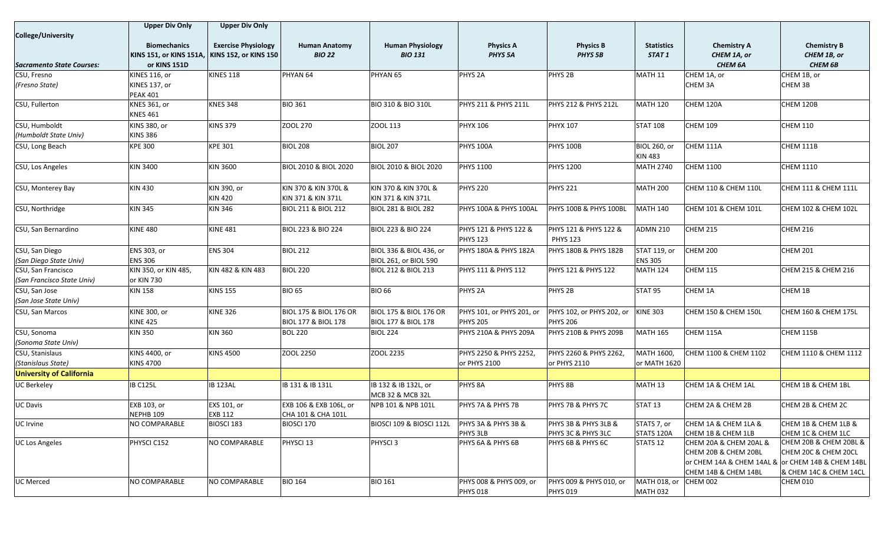| College/University | Upper Div Only | Upper Div Only | | | | | | | |
|---|---|---|---|---|---|---|---|---|---|
| *Sacramento State Courses:* | **Biomechanics KINS 151, or KINS 151A, or KINS 151D** | **Exercise Physiology KINS 152, or KINS 150** | **Human Anatomy *BIO 22*** | **Human Physiology *BIO 131*** | **Physics A *PHYS 5A*** | **Physics B *PHYS 5B*** | **Statistics *STAT 1*** | **Chemistry A *CHEM 1A, or CHEM 6A*** | **Chemistry B *CHEM 1B, or CHEM 6B*** |
| CSU, Fresno *(Fresno State)* | KINES 116, or KINES 137, or PEAK 401 | KINES 118 | PHYAN 64 | PHYAN 65 | PHYS 2A | PHYS 2B | MATH 11 | CHEM 1A, or CHEM 3A | CHEM 1B, or CHEM 3B |
| CSU, Fullerton | KNES 361, or KNES 461 | KNES 348 | BIO 361 | BIO 310 & BIO 310L | PHYS 211 & PHYS 211L | PHYS 212 & PHYS 212L | MATH 120 | CHEM 120A | CHEM 120B |
| CSU, Humboldt *(Humboldt State Univ)* | KINS 380, or KINS 386 | KINS 379 | ZOOL 270 | ZOOL 113 | PHYX 106 | PHYX 107 | STAT 108 | CHEM 109 | CHEM 110 |
| CSU, Long Beach | KPE 300 | KPE 301 | BIOL 208 | BIOL 207 | PHYS 100A | PHYS 100B | BIOL 260, or KIN 483 | CHEM 111A | CHEM 111B |
| CSU, Los Angeles | KIN 3400 | KIN 3600 | BIOL 2010 & BIOL 2020 | BIOL 2010 & BIOL 2020 | PHYS 1100 | PHYS 1200 | MATH 2740 | CHEM 1100 | CHEM 1110 |
| CSU, Monterey Bay | KIN 430 | KIN 390, or KIN 420 | KIN 370 & KIN 370L & KIN 371 & KIN 371L | KIN 370 & KIN 370L & KIN 371 & KIN 371L | PHYS 220 | PHYS 221 | MATH 200 | CHEM 110 & CHEM 110L | CHEM 111 & CHEM 111L |
| CSU, Northridge | KIN 345 | KIN 346 | BIOL 211 & BIOL 212 | BIOL 281 & BIOL 282 | PHYS 100A & PHYS 100AL | PHYS 100B & PHYS 100BL | MATH 140 | CHEM 101 & CHEM 101L | CHEM 102 & CHEM 102L |
| CSU, San Bernardino | KINE 480 | KINE 481 | BIOL 223 & BIO 224 | BIOL 223 & BIO 224 | PHYS 121 & PHYS 122 & PHYS 123 | PHYS 121 & PHYS 122 & PHYS 123 | ADMN 210 | CHEM 215 | CHEM 216 |
| CSU, San Diego *(San Diego State Univ)* | ENS 303, or ENS 306 | ENS 304 | BIOL 212 | BIOL 336 & BIOL 436, or BIOL 261, or BIOL 590 | PHYS 180A & PHYS 182A | PHYS 180B & PHYS 182B | STAT 119, or ENS 305 | CHEM 200 | CHEM 201 |
| CSU, San Francisco *(San Francisco State Univ)* | KIN 350, or KIN 485, or KIN 730 | KIN 482 & KIN 483 | BIOL 220 | BIOL 212 & BIOL 213 | PHYS 111 & PHYS 112 | PHYS 121 & PHYS 122 | MATH 124 | CHEM 115 | CHEM 215 & CHEM 216 |
| CSU, San Jose *(San Jose State Univ)* | KIN 158 | KINS 155 | BIO 65 | BIO 66 | PHYS 2A | PHYS 2B | STAT 95 | CHEM 1A | CHEM 1B |
| CSU, San Marcos | KINE 300, or KINE 425 | KINE 326 | BIOL 175 & BIOL 176 OR BIOL 177 & BIOL 178 | BIOL 175 & BIOL 176 OR BIOL 177 & BIOL 178 | PHYS 101, or PHYS 201, or PHYS 205 | PHYS 102, or PHYS 202, or PHYS 206 | KINE 303 | CHEM 150 & CHEM 150L | CHEM 160 & CHEM 175L |
| CSU, Sonoma *(Sonoma State Univ)* | KIN 350 | KIN 360 | BOL 220 | BIOL 224 | PHYS 210A & PHYS 209A | PHYS 210B & PHYS 209B | MATH 165 | CHEM 115A | CHEM 115B |
| CSU, Stanislaus *(Stanislaus State)* | KINS 4400, or KINS 4700 | KINS 4500 | ZOOL 2250 | ZOOL 2235 | PHYS 2250 & PHYS 2252, or PHYS 2100 | PHYS 2260 & PHYS 2262, or PHYS 2110 | MATH 1600, or MATH 1620 | CHEM 1100 & CHEM 1102 | CHEM 1110 & CHEM 1112 |
| **University of California** | | | | | | | | | |
| UC Berkeley | IB C125L | IB 123AL | IB 131 & IB 131L | IB 132 & IB 132L, or MCB 32 & MCB 32L | PHYS 8A | PHYS 8B | MATH 13 | CHEM 1A & CHEM 1AL | CHEM 1B & CHEM 1BL |
| UC Davis | EXB 103, or NEPHB 109 | EXS 101, or EXB 112 | EXB 106 & EXB 106L, or CHA 101 & CHA 101L | NPB 101 & NPB 101L | PHYS 7A & PHYS 7B | PHYS 7B & PHYS 7C | STAT 13 | CHEM 2A & CHEM 2B | CHEM 2B & CHEM 2C |
| UC Irvine | NO COMPARABLE | BIOSCI 183 | BIOSCI 170 | BIOSCI 109 & BIOSCI 112L | PHYS 3A & PHYS 3B & PHYS 3LB | PHYS 3B & PHYS 3LB & PHYS 3C & PHYS 3LC | STATS 7, or STATS 120A | CHEM 1A & CHEM 1LA & CHEM 1B & CHEM 1LB | CHEM 1B & CHEM 1LB & CHEM 1C & CHEM 1LC |
| UC Los Angeles | PHYSCI C152 | NO COMPARABLE | PHYSCI 13 | PHYSCI 3 | PHYS 6A & PHYS 6B | PHYS 6B & PHYS 6C | STATS 12 | CHEM 20A & CHEM 20AL & CHEM 20B & CHEM 20BL or CHEM 14A & CHEM 14AL & CHEM 14B & CHEM 14BL | CHEM 20B & CHEM 20BL & CHEM 20C & CHEM 20CL or CHEM 14B & CHEM 14BL & CHEM 14C & CHEM 14CL |
| UC Merced | NO COMPARABLE | NO COMPARABLE | BIO 164 | BIO 161 | PHYS 008 & PHYS 009, or PHYS 018 | PHYS 009 & PHYS 010, or PHYS 019 | MATH 018, or MATH 032 | CHEM 002 | CHEM 010 |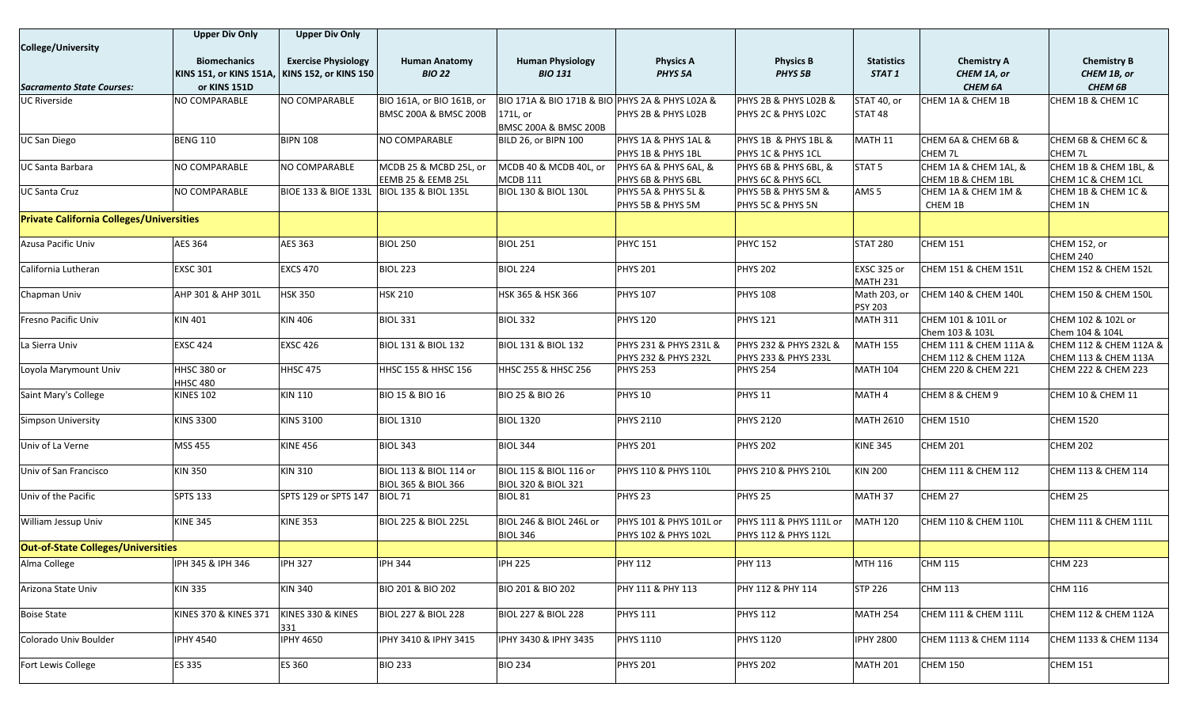| College/University | Upper Div Only | Upper Div Only | | | | | | | |
|---|---|---|---|---|---|---|---|---|---|
| *Sacramento State Courses:* | **Biomechanics** KINS 151, or KINS 151A, or KINS 151D | **Exercise Physiology** KINS 152, or KINS 150 | **Human Anatomy** *BIO 22* | **Human Physiology** *BIO 131* | **Physics A** *PHYS 5A* | **Physics B** *PHYS 5B* | **Statistics** *STAT 1* | **Chemistry A** *CHEM 1A, or CHEM 6A* | **Chemistry B** *CHEM 1B, or CHEM 6B* |
| UC Riverside | NO COMPARABLE | NO COMPARABLE | BIO 161A, or BIO 161B, or BMSC 200A & BMSC 200B | BIO 171A & BIO 171B & BIO 171L, or BMSC 200A & BMSC 200B | PHYS 2A & PHYS L02A & PHYS 2B & PHYS L02B | PHYS 2B & PHYS L02B & PHYS 2C & PHYS L02C | STAT 40, or STAT 48 | CHEM 1A & CHEM 1B | CHEM 1B & CHEM 1C |
| UC San Diego | BENG 110 | BIPN 108 | NO COMPARABLE | BILD 26, or BIPN 100 | PHYS 1A & PHYS 1AL & PHYS 1B & PHYS 1BL | PHYS 1B & PHYS 1BL & PHYS 1C & PHYS 1CL | MATH 11 | CHEM 6A & CHEM 6B & CHEM 7L | CHEM 6B & CHEM 6C & CHEM 7L |
| UC Santa Barbara | NO COMPARABLE | NO COMPARABLE | MCDB 25 & MCBD 25L, or EEMB 25 & EEMB 25L | MCDB 40 & MCDB 40L, or MCDB 111 | PHYS 6A & PHYS 6AL, & PHYS 6B & PHYS 6BL | PHYS 6B & PHYS 6BL, & PHYS 6C & PHYS 6CL | STAT 5 | CHEM 1A & CHEM 1AL, & CHEM 1B & CHEM 1BL | CHEM 1B & CHEM 1BL, & CHEM 1C & CHEM 1CL |
| UC Santa Cruz | NO COMPARABLE | BIOE 133 & BIOE 133L | BIOL 135 & BIOL 135L | BIOL 130 & BIOL 130L | PHYS 5A & PHYS 5L & PHYS 5B & PHYS 5M | PHYS 5B & PHYS 5M & PHYS 5C & PHYS 5N | AMS 5 | CHEM 1A & CHEM 1M & CHEM 1B | CHEM 1B & CHEM 1C & CHEM 1N |
| **Private California Colleges/Universities** | | | | | | | | | |
| Azusa Pacific Univ | AES 364 | AES 363 | BIOL 250 | BIOL 251 | PHYC 151 | PHYC 152 | STAT 280 | CHEM 151 | CHEM 152, or CHEM 240 |
| California Lutheran | EXSC 301 | EXCS 470 | BIOL 223 | BIOL 224 | PHYS 201 | PHYS 202 | EXSC 325 or MATH 231 | CHEM 151 & CHEM 151L | CHEM 152 & CHEM 152L |
| Chapman Univ | AHP 301 & AHP 301L | HSK 350 | HSK 210 | HSK 365 & HSK 366 | PHYS 107 | PHYS 108 | Math 203, or PSY 203 | CHEM 140 & CHEM 140L | CHEM 150 & CHEM 150L |
| Fresno Pacific Univ | KIN 401 | KIN 406 | BIOL 331 | BIOL 332 | PHYS 120 | PHYS 121 | MATH 311 | CHEM 101 & 101L or Chem 103 & 103L | CHEM 102 & 102L or Chem 104 & 104L |
| La Sierra Univ | EXSC 424 | EXSC 426 | BIOL 131 & BIOL 132 | BIOL 131 & BIOL 132 | PHYS 231 & PHYS 231L & PHYS 232 & PHYS 232L | PHYS 232 & PHYS 232L & PHYS 233 & PHYS 233L | MATH 155 | CHEM 111 & CHEM 111A & CHEM 112 & CHEM 112A | CHEM 112 & CHEM 112A & CHEM 113 & CHEM 113A |
| Loyola Marymount Univ | HHSC 380 or HHSC 480 | HHSC 475 | HHSC 155 & HHSC 156 | HHSC 255 & HHSC 256 | PHYS 253 | PHYS 254 | MATH 104 | CHEM 220 & CHEM 221 | CHEM 222 & CHEM 223 |
| Saint Mary's College | KINES 102 | KIN 110 | BIO 15 & BIO 16 | BIO 25 & BIO 26 | PHYS 10 | PHYS 11 | MATH 4 | CHEM 8 & CHEM 9 | CHEM 10 & CHEM 11 |
| Simpson University | KINS 3300 | KINS 3100 | BIOL 1310 | BIOL 1320 | PHYS 2110 | PHYS 2120 | MATH 2610 | CHEM 1510 | CHEM 1520 |
| Univ of La Verne | MSS 455 | KINE 456 | BIOL 343 | BIOL 344 | PHYS 201 | PHYS 202 | KINE 345 | CHEM 201 | CHEM 202 |
| Univ of San Francisco | KIN 350 | KIN 310 | BIOL 113 & BIOL 114 or BIOL 365 & BIOL 366 | BIOL 115 & BIOL 116 or BIOL 320 & BIOL 321 | PHYS 110 & PHYS 110L | PHYS 210 & PHYS 210L | KIN 200 | CHEM 111 & CHEM 112 | CHEM 113 & CHEM 114 |
| Univ of the Pacific | SPTS 133 | SPTS 129 or SPTS 147 | BIOL 71 | BIOL 81 | PHYS 23 | PHYS 25 | MATH 37 | CHEM 27 | CHEM 25 |
| William Jessup Univ | KINE 345 | KINE 353 | BIOL 225 & BIOL 225L | BIOL 246 & BIOL 246L or BIOL 346 | PHYS 101 & PHYS 101L or PHYS 102 & PHYS 102L | PHYS 111 & PHYS 111L or PHYS 112 & PHYS 112L | MATH 120 | CHEM 110 & CHEM 110L | CHEM 111 & CHEM 111L |
| **Out-of-State Colleges/Universities** | | | | | | | | | |
| Alma College | IPH 345 & IPH 346 | IPH 327 | IPH 344 | IPH 225 | PHY 112 | PHY 113 | MTH 116 | CHM 115 | CHM 223 |
| Arizona State Univ | KIN 335 | KIN 340 | BIO 201 & BIO 202 | BIO 201 & BIO 202 | PHY 111 & PHY 113 | PHY 112 & PHY 114 | STP 226 | CHM 113 | CHM 116 |
| Boise State | KINES 370 & KINES 371 | KINES 330 & KINES 331 | BIOL 227 & BIOL 228 | BIOL 227 & BIOL 228 | PHYS 111 | PHYS 112 | MATH 254 | CHEM 111 & CHEM 111L | CHEM 112 & CHEM 112A |
| Colorado Univ Boulder | IPHY 4540 | IPHY 4650 | IPHY 3410 & IPHY 3415 | IPHY 3430 & IPHY 3435 | PHYS 1110 | PHYS 1120 | IPHY 2800 | CHEM 1113 & CHEM 1114 | CHEM 1133 & CHEM 1134 |
| Fort Lewis College | ES 335 | ES 360 | BIO 233 | BIO 234 | PHYS 201 | PHYS 202 | MATH 201 | CHEM 150 | CHEM 151 |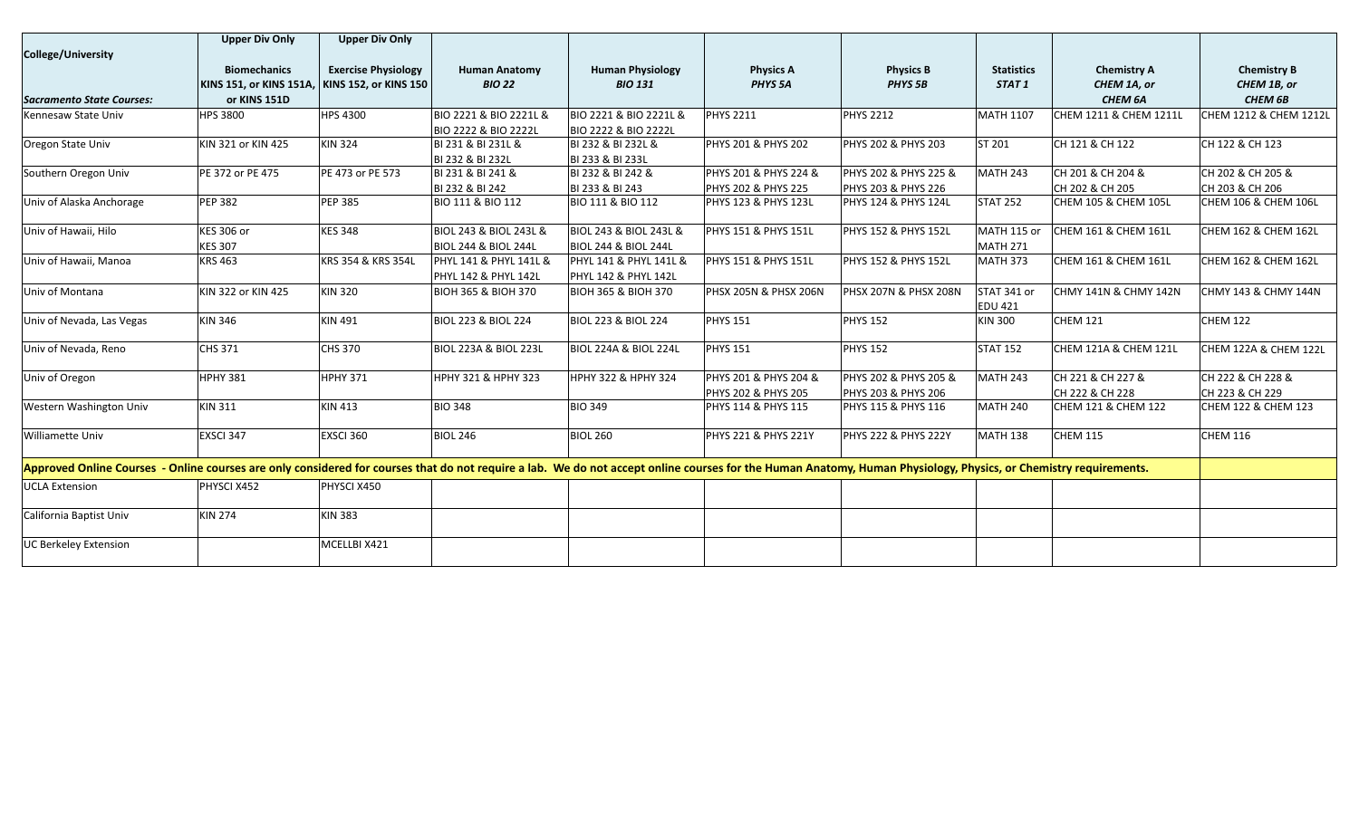| College/University<br>*Sacramento State Courses:* | Upper Div Only<br>Biomechanics<br>KINS 151, or KINS 151A, or KINS 151D | Upper Div Only<br>Exercise Physiology<br>KINS 152, or KINS 150 | Human Anatomy<br>*BIO 22* | Human Physiology<br>*BIO 131* | Physics A<br>*PHYS 5A* | Physics B<br>*PHYS 5B* | Statistics<br>*STAT 1* | Chemistry A<br>*CHEM 1A, or CHEM 6A* | Chemistry B<br>*CHEM 1B, or CHEM 6B* |
|---|---|---|---|---|---|---|---|---|---|
| Kennesaw State Univ | HPS 3800 | HPS 4300 | BIO 2221 & BIO 2221L & BIO 2222 & BIO 2222L | BIO 2221 & BIO 2221L & BIO 2222 & BIO 2222L | PHYS 2211 | PHYS 2212 | MATH 1107 | CHEM 1211 & CHEM 1211L | CHEM 1212 & CHEM 1212L |
| Oregon State Univ | KIN 321 or KIN 425 | KIN 324 | BI 231 & BI 231L & BI 232 & BI 232L | BI 232 & BI 232L & BI 233 & BI 233L | PHYS 201 & PHYS 202 | PHYS 202 & PHYS 203 | ST 201 | CH 121 & CH 122 | CH 122 & CH 123 |
| Southern Oregon Univ | PE 372 or PE 475 | PE 473 or PE 573 | BI 231 & BI 241 & BI 232 & BI 242 | BI 232 & BI 242 & BI 233 & BI 243 | PHYS 201 & PHYS 224 & PHYS 202 & PHYS 225 | PHYS 202 & PHYS 225 & PHYS 203 & PHYS 226 | MATH 243 | CH 201 & CH 204 & CH 202 & CH 205 | CH 202 & CH 205 & CH 203 & CH 206 |
| Univ of Alaska Anchorage | PEP 382 | PEP 385 | BIO 111 & BIO 112 | BIO 111 & BIO 112 | PHYS 123 & PHYS 123L | PHYS 124 & PHYS 124L | STAT 252 | CHEM 105 & CHEM 105L | CHEM 106 & CHEM 106L |
| Univ of Hawaii, Hilo | KES 306 or KES 307 | KES 348 | BIOL 243 & BIOL 243L & BIOL 244 & BIOL 244L | BIOL 243 & BIOL 243L & BIOL 244 & BIOL 244L | PHYS 151 & PHYS 151L | PHYS 152 & PHYS 152L | MATH 115 or MATH 271 | CHEM 161 & CHEM 161L | CHEM 162 & CHEM 162L |
| Univ of Hawaii, Manoa | KRS 463 | KRS 354 & KRS 354L | PHYL 141 & PHYL 141L & PHYL 142 & PHYL 142L | PHYL 141 & PHYL 141L & PHYL 142 & PHYL 142L | PHYS 151 & PHYS 151L | PHYS 152 & PHYS 152L | MATH 373 | CHEM 161 & CHEM 161L | CHEM 162 & CHEM 162L |
| Univ of Montana | KIN 322 or KIN 425 | KIN 320 | BIOH 365 & BIOH 370 | BIOH 365 & BIOH 370 | PHSX 205N & PHSX 206N | PHSX 207N & PHSX 208N | STAT 341 or EDU 421 | CHMY 141N & CHMY 142N | CHMY 143 & CHMY 144N |
| Univ of Nevada, Las Vegas | KIN 346 | KIN 491 | BIOL 223 & BIOL 224 | BIOL 223 & BIOL 224 | PHYS 151 | PHYS 152 | KIN 300 | CHEM 121 | CHEM 122 |
| Univ of Nevada, Reno | CHS 371 | CHS 370 | BIOL 223A & BIOL 223L | BIOL 224A & BIOL 224L | PHYS 151 | PHYS 152 | STAT 152 | CHEM 121A & CHEM 121L | CHEM 122A & CHEM 122L |
| Univ of Oregon | HPHY 381 | HPHY 371 | HPHY 321 & HPHY 323 | HPHY 322 & HPHY 324 | PHYS 201 & PHYS 204 & PHYS 202 & PHYS 205 | PHYS 202 & PHYS 205 & PHYS 203 & PHYS 206 | MATH 243 | CH 221 & CH 227 & CH 222 & CH 228 | CH 222 & CH 228 & CH 223 & CH 229 |
| Western Washington Univ | KIN 311 | KIN 413 | BIO 348 | BIO 349 | PHYS 114 & PHYS 115 | PHYS 115 & PHYS 116 | MATH 240 | CHEM 121 & CHEM 122 | CHEM 122 & CHEM 123 |
| Williamette Univ | EXSCI 347 | EXSCI 360 | BIOL 246 | BIOL 260 | PHYS 221 & PHYS 221Y | PHYS 222 & PHYS 222Y | MATH 138 | CHEM 115 | CHEM 116 |
| **Approved Online Courses - Online courses are only considered for courses that do not require a lab. We do not accept online courses for the Human Anatomy, Human Physiology, Physics, or Chemistry requirements.** | | | | | | | | | |
| UCLA Extension | PHYSCI X452 | PHYSCI X450 | | | | | | | |
| California Baptist Univ | KIN 274 | KIN 383 | | | | | | | |
| UC Berkeley Extension | | MCELLBI X421 | | | | | | | |